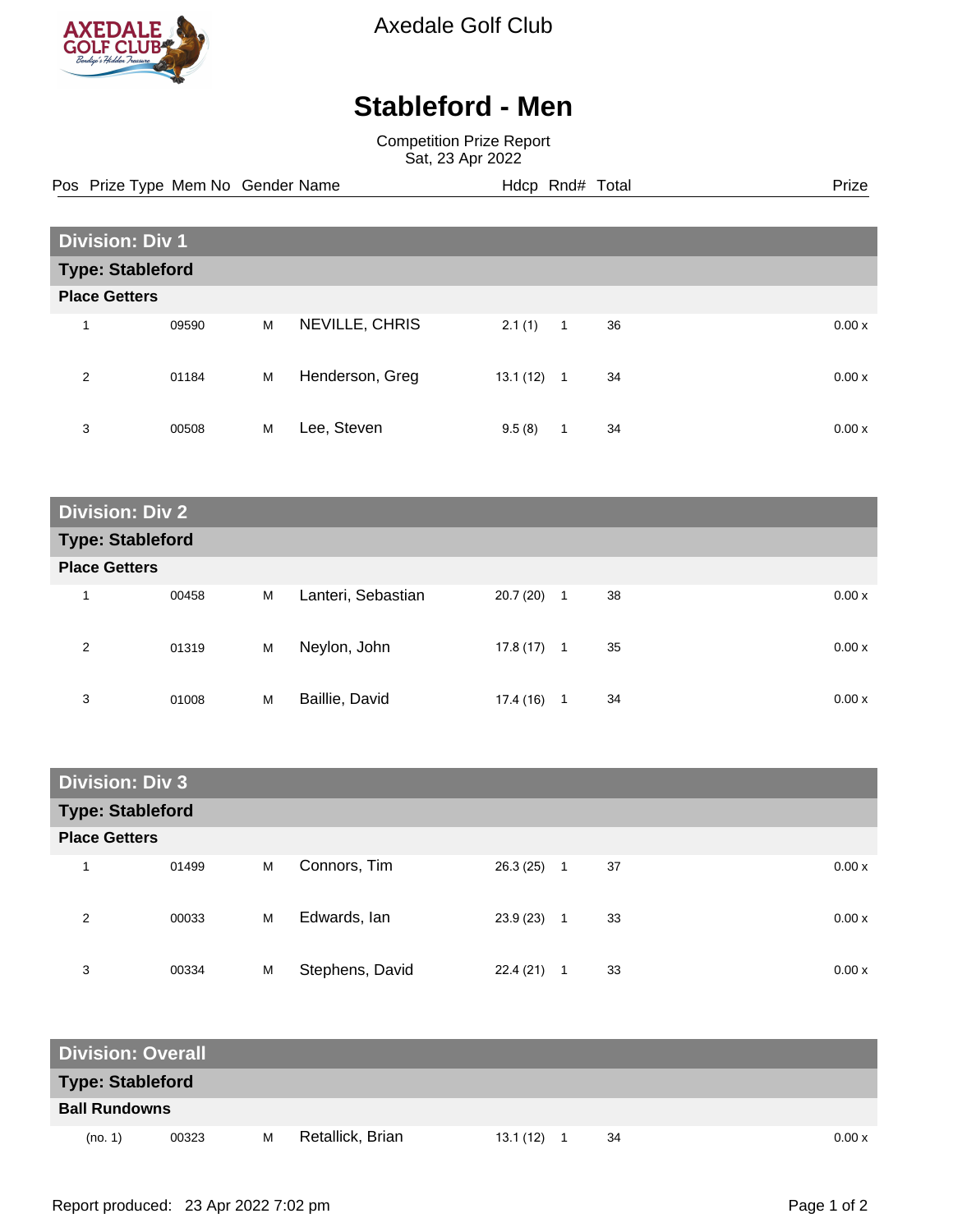# Axedale Golf Club

## Stableford - Men

Competition Prize Report
Sat, 23 Apr 2022

### Division: Div 1

#### Type: Stableford

**Place Getters**

| Pos | Prize Type | Mem No | Gender | Name | Hdcp | Rnd# | Total | Prize |
|---|---|---|---|---|---|---|---|---|
| 1 | | 09590 | M | NEVILLE, CHRIS | 2.1 (1) | 1 | 36 | 0.00 x |
| 2 | | 01184 | M | Henderson, Greg | 13.1 (12) | 1 | 34 | 0.00 x |
| 3 | | 00508 | M | Lee, Steven | 9.5 (8) | 1 | 34 | 0.00 x |

### Division: Div 2

#### Type: Stableford

**Place Getters**

| Pos | Prize Type | Mem No | Gender | Name | Hdcp | Rnd# | Total | Prize |
|---|---|---|---|---|---|---|---|---|
| 1 | | 00458 | M | Lanteri, Sebastian | 20.7 (20) | 1 | 38 | 0.00 x |
| 2 | | 01319 | M | Neylon, John | 17.8 (17) | 1 | 35 | 0.00 x |
| 3 | | 01008 | M | Baillie, David | 17.4 (16) | 1 | 34 | 0.00 x |

### Division: Div 3

#### Type: Stableford

**Place Getters**

| Pos | Prize Type | Mem No | Gender | Name | Hdcp | Rnd# | Total | Prize |
|---|---|---|---|---|---|---|---|---|
| 1 | | 01499 | M | Connors, Tim | 26.3 (25) | 1 | 37 | 0.00 x |
| 2 | | 00033 | M | Edwards, Ian | 23.9 (23) | 1 | 33 | 0.00 x |
| 3 | | 00334 | M | Stephens, David | 22.4 (21) | 1 | 33 | 0.00 x |

### Division: Overall

#### Type: Stableford

**Ball Rundowns**

| Pos | Prize Type | Mem No | Gender | Name | Hdcp | Rnd# | Total | Prize |
|---|---|---|---|---|---|---|---|---|
| (no. 1) | | 00323 | M | Retallick, Brian | 13.1 (12) | 1 | 34 | 0.00 x |

Report produced: 23 Apr 2022 7:02 pm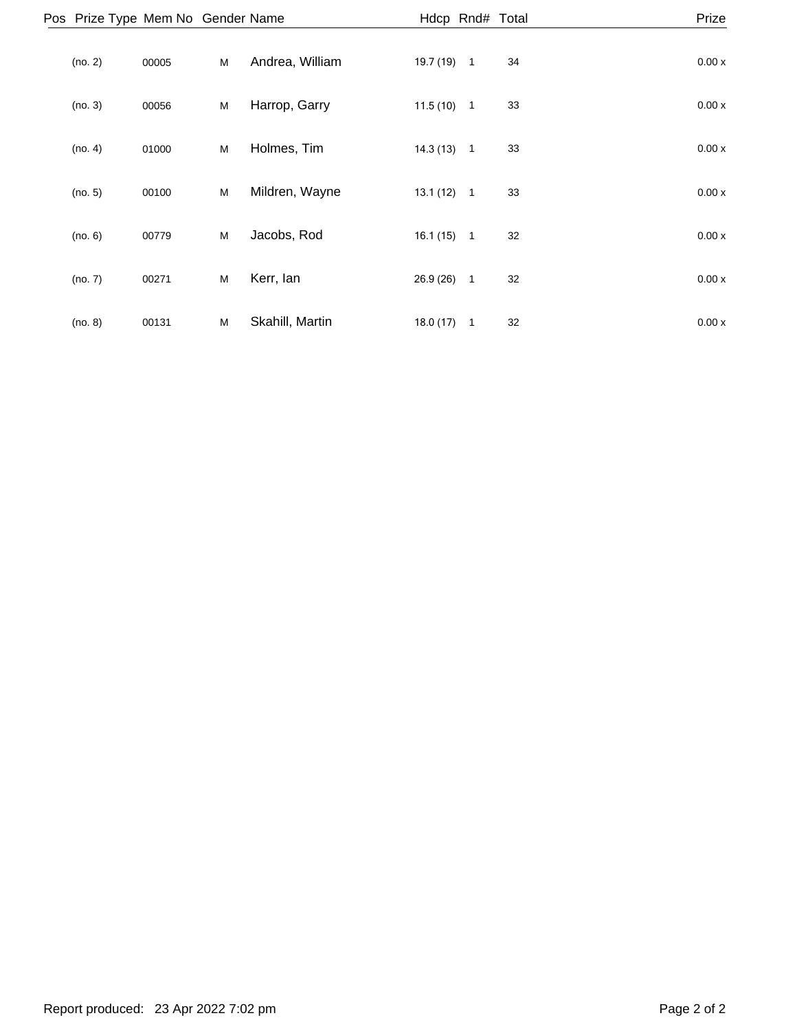| Pos | Prize Type | Mem No | Gender | Name | Hdcp | Rnd# | Total | Prize |
|---|---|---|---|---|---|---|---|---|
| | (no. 2) | 00005 | M | Andrea, William | 19.7 (19) | 1 | 34 | 0.00 x |
| | (no. 3) | 00056 | M | Harrop, Garry | 11.5 (10) | 1 | 33 | 0.00 x |
| | (no. 4) | 01000 | M | Holmes, Tim | 14.3 (13) | 1 | 33 | 0.00 x |
| | (no. 5) | 00100 | M | Mildren, Wayne | 13.1 (12) | 1 | 33 | 0.00 x |
| | (no. 6) | 00779 | M | Jacobs, Rod | 16.1 (15) | 1 | 32 | 0.00 x |
| | (no. 7) | 00271 | M | Kerr, Ian | 26.9 (26) | 1 | 32 | 0.00 x |
| | (no. 8) | 00131 | M | Skahill, Martin | 18.0 (17) | 1 | 32 | 0.00 x |

Report produced: 23 Apr 2022 7:02 pm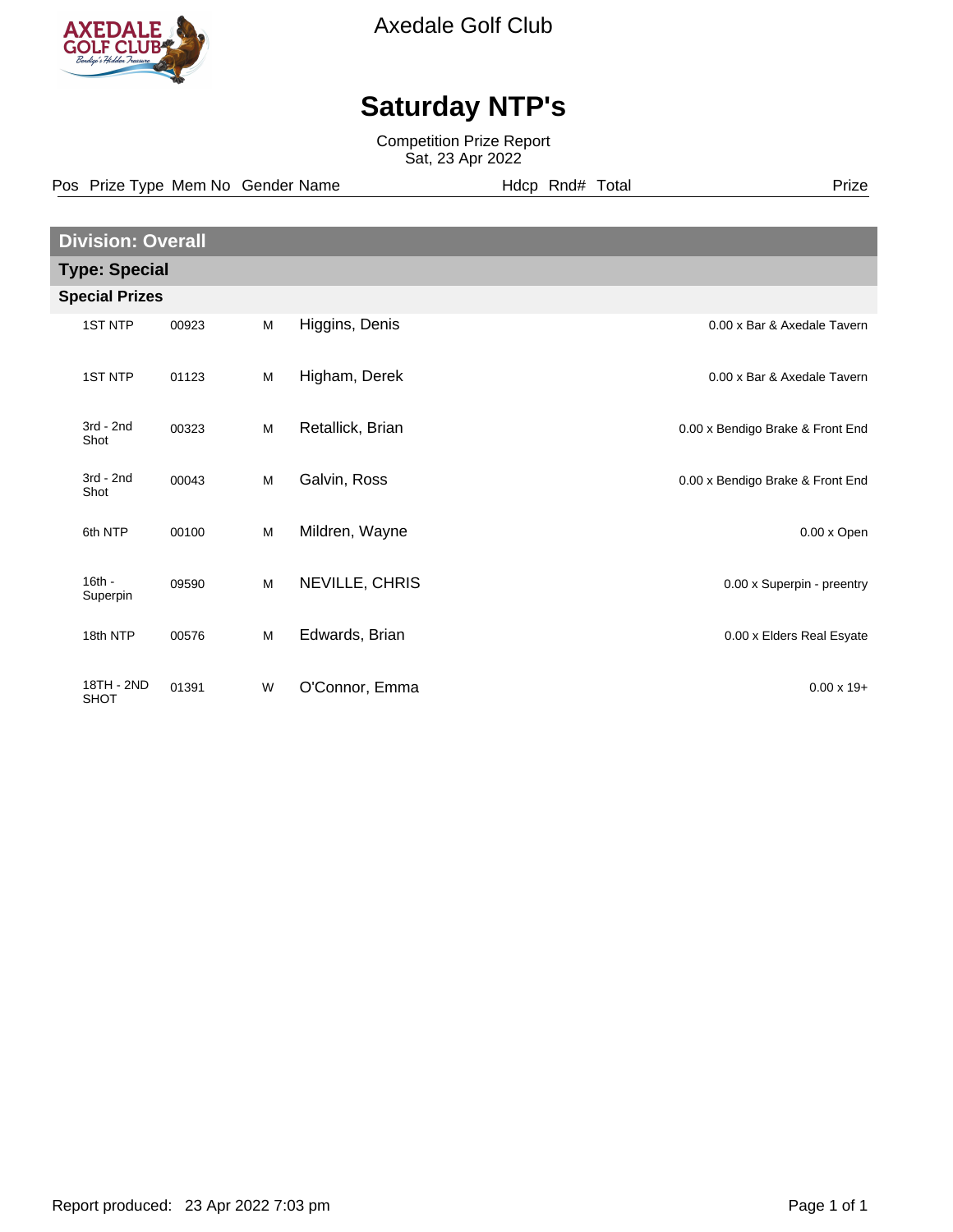Axedale Golf Club

# Saturday NTP's

Competition Prize Report
Sat, 23 Apr 2022

## Division: Overall

### Type: Special

#### Special Prizes

| Pos | Prize Type | Mem No | Gender | Name | Hdcp | Rnd# | Total | Prize |
|---|---|---|---|---|---|---|---|---|
| | 1ST NTP | 00923 | M | Higgins, Denis | | | | 0.00 x Bar & Axedale Tavern |
| | 1ST NTP | 01123 | M | Higham, Derek | | | | 0.00 x Bar & Axedale Tavern |
| | 3rd - 2nd Shot | 00323 | M | Retallick, Brian | | | | 0.00 x Bendigo Brake & Front End |
| | 3rd - 2nd Shot | 00043 | M | Galvin, Ross | | | | 0.00 x Bendigo Brake & Front End |
| | 6th NTP | 00100 | M | Mildren, Wayne | | | | 0.00 x Open |
| | 16th - Superpin | 09590 | M | NEVILLE, CHRIS | | | | 0.00 x Superpin - preentry |
| | 18th NTP | 00576 | M | Edwards, Brian | | | | 0.00 x Elders Real Esyate |
| | 18TH - 2ND SHOT | 01391 | W | O'Connor, Emma | | | | 0.00 x 19+ |

Report produced: 23 Apr 2022 7:03 pm